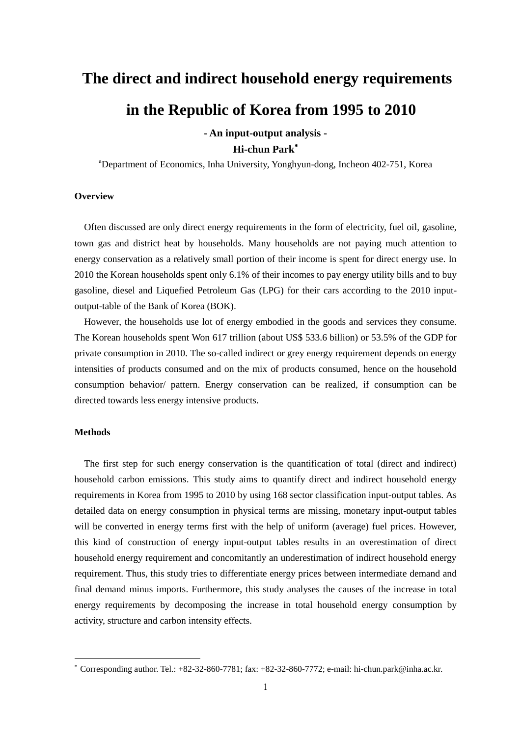# The direct and indirect household energy requirements in the Republic of Korea from 1995 to 2010

**- An input-output analysis -**

**Hi-chun Park***

[a]Department of Economics, Inha University, Yonghyun-dong, Incheon 402-751, Korea

### Overview

Often discussed are only direct energy requirements in the form of electricity, fuel oil, gasoline, town gas and district heat by households. Many households are not paying much attention to energy conservation as a relatively small portion of their income is spent for direct energy use. In 2010 the Korean households spent only 6.1% of their incomes to pay energy utility bills and to buy gasoline, diesel and Liquefied Petroleum Gas (LPG) for their cars according to the 2010 input-output-table of the Bank of Korea (BOK).

However, the households use lot of energy embodied in the goods and services they consume. The Korean households spent Won 617 trillion (about US$ 533.6 billion) or 53.5% of the GDP for private consumption in 2010. The so-called indirect or grey energy requirement depends on energy intensities of products consumed and on the mix of products consumed, hence on the household consumption behavior/ pattern. Energy conservation can be realized, if consumption can be directed towards less energy intensive products.

### Methods

The first step for such energy conservation is the quantification of total (direct and indirect) household carbon emissions. This study aims to quantify direct and indirect household energy requirements in Korea from 1995 to 2010 by using 168 sector classification input-output tables. As detailed data on energy consumption in physical terms are missing, monetary input-output tables will be converted in energy terms first with the help of uniform (average) fuel prices. However, this kind of construction of energy input-output tables results in an overestimation of direct household energy requirement and concomitantly an underestimation of indirect household energy requirement. Thus, this study tries to differentiate energy prices between intermediate demand and final demand minus imports. Furthermore, this study analyses the causes of the increase in total energy requirements by decomposing the increase in total household energy consumption by activity, structure and carbon intensity effects.

---

* Corresponding author. Tel.: +82-32-860-7781; fax: +82-32-860-7772; e-mail: hi-chun.park@inha.ac.kr.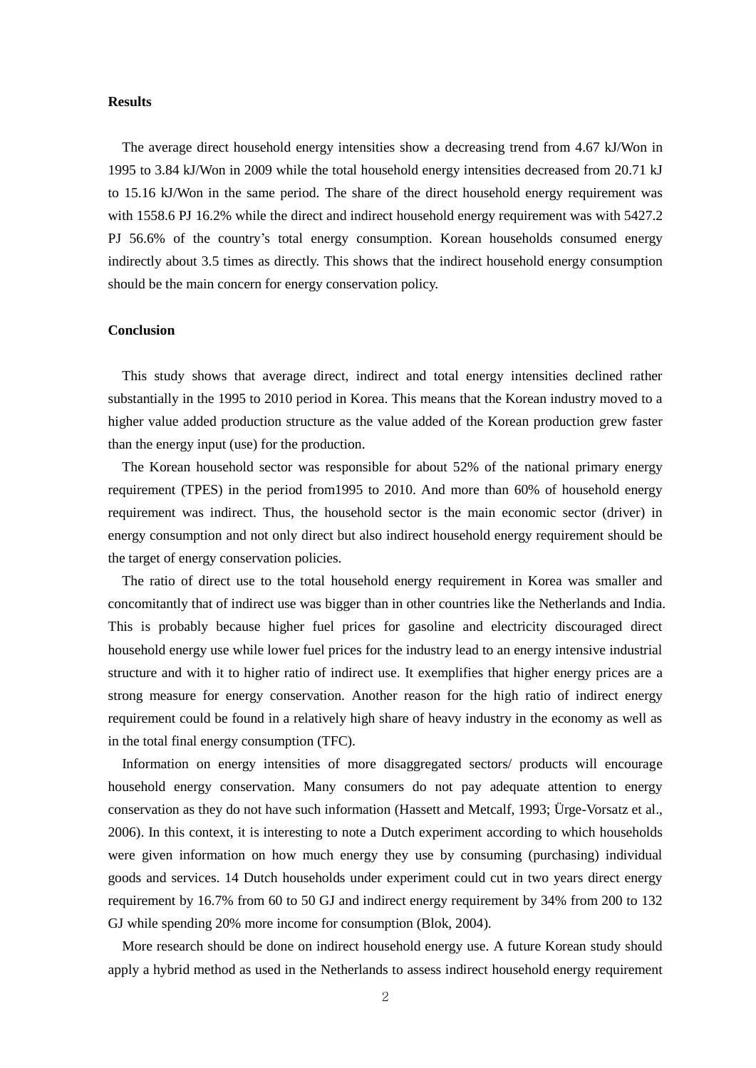**Results**

The average direct household energy intensities show a decreasing trend from 4.67 kJ/Won in 1995 to 3.84 kJ/Won in 2009 while the total household energy intensities decreased from 20.71 kJ to 15.16 kJ/Won in the same period. The share of the direct household energy requirement was with 1558.6 PJ 16.2% while the direct and indirect household energy requirement was with 5427.2 PJ 56.6% of the country's total energy consumption. Korean households consumed energy indirectly about 3.5 times as directly. This shows that the indirect household energy consumption should be the main concern for energy conservation policy.

**Conclusion**

This study shows that average direct, indirect and total energy intensities declined rather substantially in the 1995 to 2010 period in Korea. This means that the Korean industry moved to a higher value added production structure as the value added of the Korean production grew faster than the energy input (use) for the production.

The Korean household sector was responsible for about 52% of the national primary energy requirement (TPES) in the period from1995 to 2010. And more than 60% of household energy requirement was indirect. Thus, the household sector is the main economic sector (driver) in energy consumption and not only direct but also indirect household energy requirement should be the target of energy conservation policies.

The ratio of direct use to the total household energy requirement in Korea was smaller and concomitantly that of indirect use was bigger than in other countries like the Netherlands and India. This is probably because higher fuel prices for gasoline and electricity discouraged direct household energy use while lower fuel prices for the industry lead to an energy intensive industrial structure and with it to higher ratio of indirect use. It exemplifies that higher energy prices are a strong measure for energy conservation. Another reason for the high ratio of indirect energy requirement could be found in a relatively high share of heavy industry in the economy as well as in the total final energy consumption (TFC).

Information on energy intensities of more disaggregated sectors/ products will encourage household energy conservation. Many consumers do not pay adequate attention to energy conservation as they do not have such information (Hassett and Metcalf, 1993; Ürge-Vorsatz et al., 2006). In this context, it is interesting to note a Dutch experiment according to which households were given information on how much energy they use by consuming (purchasing) individual goods and services. 14 Dutch households under experiment could cut in two years direct energy requirement by 16.7% from 60 to 50 GJ and indirect energy requirement by 34% from 200 to 132 GJ while spending 20% more income for consumption (Blok, 2004).

More research should be done on indirect household energy use. A future Korean study should apply a hybrid method as used in the Netherlands to assess indirect household energy requirement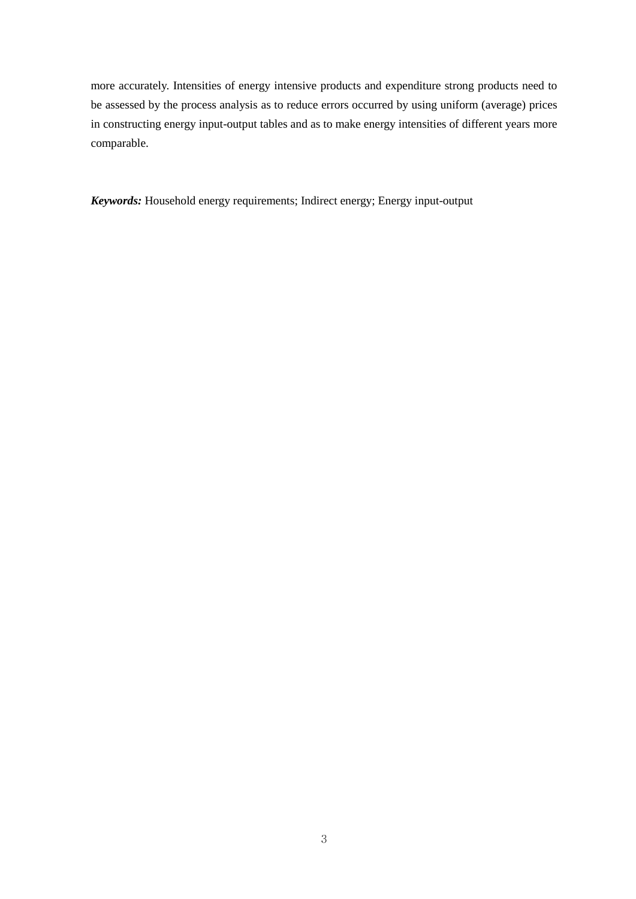more accurately. Intensities of energy intensive products and expenditure strong products need to be assessed by the process analysis as to reduce errors occurred by using uniform (average) prices in constructing energy input-output tables and as to make energy intensities of different years more comparable.

***Keywords:*** Household energy requirements; Indirect energy; Energy input-output